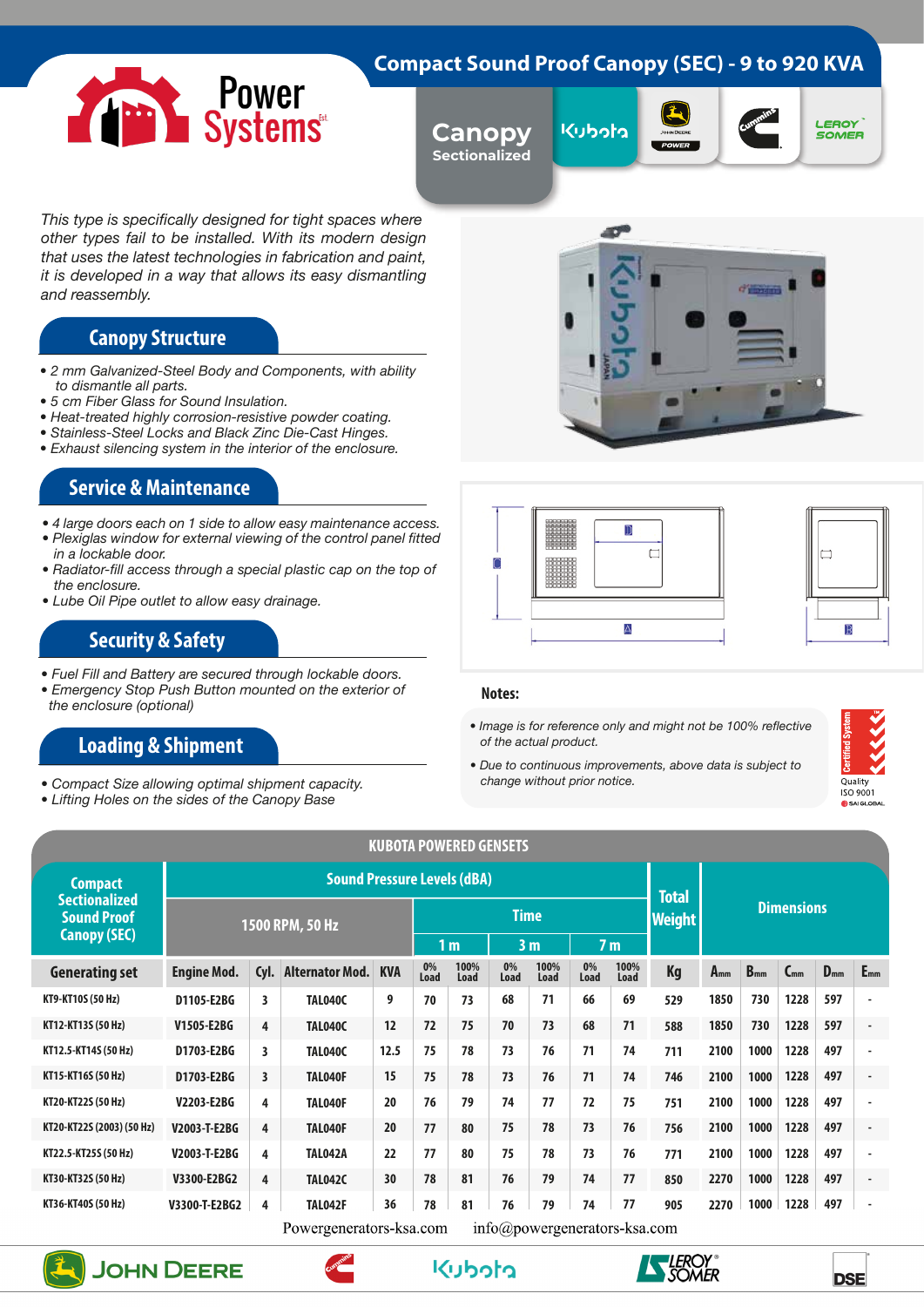# Power Systems

## Compact Sound Proof Canopy (SEC) - 9 to 920 KVA

**Canopy** Sectionalized

*This type is specifically designed for tight spaces where other types fail to be installed. With its modern design that uses the latest technologies in fabrication and paint, it is developed in a way that allows its easy dismantling and reassembly.*

### Canopy Structure

- *2 mm Galvanized-Steel Body and Components, with ability to dismantle all parts.*
- *5 cm Fiber Glass for Sound Insulation.*
- *Heat-treated highly corrosion-resistive powder coating.*
- *Stainless-Steel Locks and Black Zinc Die-Cast Hinges.*
- *Exhaust silencing system in the interior of the enclosure.*

### Service & Maintenance

- *4 large doors each on 1 side to allow easy maintenance access.*
- *Plexiglas window for external viewing of the control panel fitted in a lockable door.*
- *Radiator-fill access through a special plastic cap on the top of the enclosure.*
- *Lube Oil Pipe outlet to allow easy drainage.*

### Security & Safety

- *Fuel Fill and Battery are secured through lockable doors.*
- *Emergency Stop Push Button mounted on the exterior of the enclosure (optional)*

### Loading & Shipment

- *Compact Size allowing optimal shipment capacity.*
- *Lifting Holes on the sides of the Canopy Base*

**Notes:**

- *Image is for reference only and might not be 100% reflective of the actual product.*
- *Due to continuous improvements, above data is subject to change without prior notice.*

Certified System Quality ISO 9001 SAI GLOBAL

### KUBOTA POWERED GENSETS

| Compact Sectionalized Sound Proof Canopy (SEC) | Sound Pressure Levels (dBA) | | | | | | | | | | | Total Weight | Dimensions | | | | |
|---|---|---|---|---|---|---|---|---|---|---|---|---|---|---|---|---|---|
| | 1500 RPM, 50 Hz | | | | Time | | | | | | | | | | | | |
| | | | | | 1 m | | 3 m | | 7 m | | | | | | | | |
| Generating set | Engine Mod. | Cyl. | Alternator Mod. | KVA | 0% Load | 100% Load | 0% Load | 100% Load | 0% Load | 100% Load | | Kg | A mm | B mm | C mm | D mm | E mm |
| KT9-KT10S (50 Hz) | D1105-E2BG | 3 | TAL040C | 9 | 70 | 73 | 68 | 71 | 66 | 69 | | 529 | 1850 | 730 | 1228 | 597 | - |
| KT12-KT13S (50 Hz) | V1505-E2BG | 4 | TAL040C | 12 | 72 | 75 | 70 | 73 | 68 | 71 | | 588 | 1850 | 730 | 1228 | 597 | - |
| KT12.5-KT14S (50 Hz) | D1703-E2BG | 3 | TAL040C | 12.5 | 75 | 78 | 73 | 76 | 71 | 74 | | 711 | 2100 | 1000 | 1228 | 497 | - |
| KT15-KT16S (50 Hz) | D1703-E2BG | 3 | TAL040F | 15 | 75 | 78 | 73 | 76 | 71 | 74 | | 746 | 2100 | 1000 | 1228 | 497 | - |
| KT20-KT22S (50 Hz) | V2203-E2BG | 4 | TAL040F | 20 | 76 | 79 | 74 | 77 | 72 | 75 | | 751 | 2100 | 1000 | 1228 | 497 | - |
| KT20-KT22S (2003) (50 Hz) | V2003-T-E2BG | 4 | TAL040F | 20 | 77 | 80 | 75 | 78 | 73 | 76 | | 756 | 2100 | 1000 | 1228 | 497 | - |
| KT22.5-KT25S (50 Hz) | V2003-T-E2BG | 4 | TAL042A | 22 | 77 | 80 | 75 | 78 | 73 | 76 | | 771 | 2100 | 1000 | 1228 | 497 | - |
| KT30-KT32S (50 Hz) | V3300-E2BG2 | 4 | TAL042C | 30 | 78 | 81 | 76 | 79 | 74 | 77 | | 850 | 2270 | 1000 | 1228 | 497 | - |
| KT36-KT40S (50 Hz) | V3300-T-E2BG2 | 4 | TAL042F | 36 | 78 | 81 | 76 | 79 | 74 | 77 | | 905 | 2270 | 1000 | 1228 | 497 | - |

Powergenerators-ksa.com    info@powergenerators-ksa.com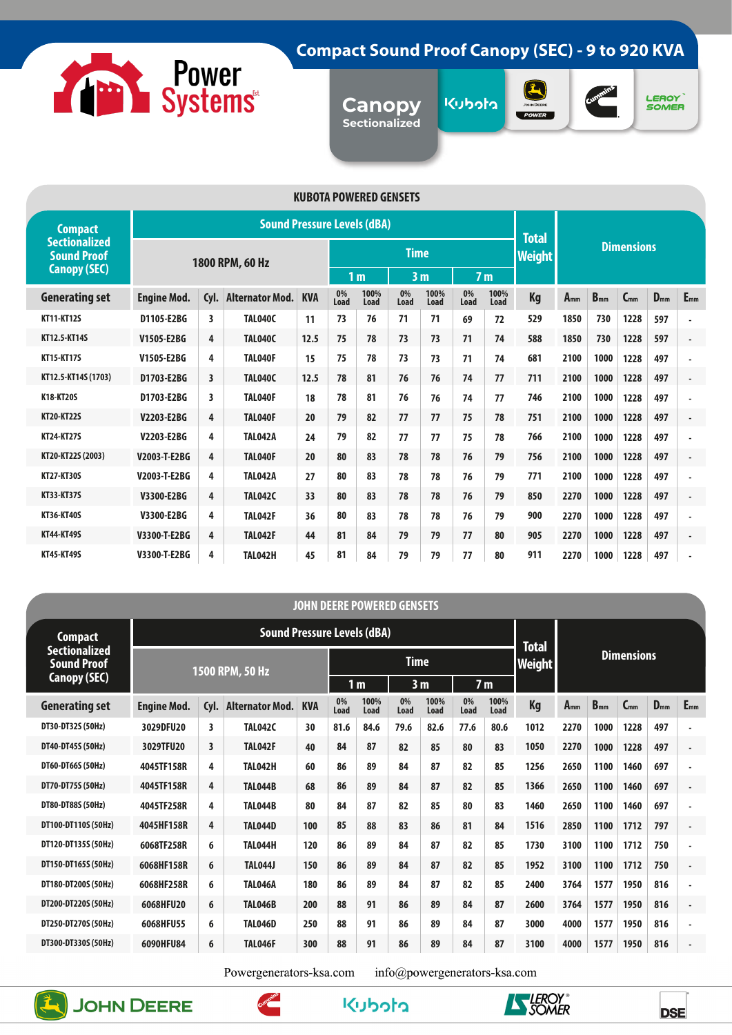# Compact Sound Proof Canopy (SEC) - 9 to 920 KVA

**Power Systems**

Canopy Sectionalized

Kubota | John Deere Power | Cummins | Leroy Somer

## KUBOTA POWERED GENSETS

| Compact Sectionalized Sound Proof Canopy (SEC) | Sound Pressure Levels (dBA) | | | | | | | | | | Total Weight | Dimensions | | | | |
|---|---|---|---|---|---|---|---|---|---|---|---|---|---|---|---|---|
| | 1800 RPM, 60 Hz | | | | Time | | | | | | | | | | | |
| | | | | | 1 m | | 3 m | | 7 m | | | | | | | |
| Generating set | Engine Mod. | Cyl. | Alternator Mod. | KVA | 0% Load | 100% Load | 0% Load | 100% Load | 0% Load | 100% Load | Kg | Amm | Bmm | Cmm | Dmm | Emm |
| KT11-KT12S | D1105-E2BG | 3 | TAL040C | 11 | 73 | 76 | 71 | 71 | 69 | 72 | 529 | 1850 | 730 | 1228 | 597 | - |
| KT12.5-KT14S | V1505-E2BG | 4 | TAL040C | 12.5 | 75 | 78 | 73 | 73 | 71 | 74 | 588 | 1850 | 730 | 1228 | 597 | - |
| KT15-KT17S | V1505-E2BG | 4 | TAL040F | 15 | 75 | 78 | 73 | 73 | 71 | 74 | 681 | 2100 | 1000 | 1228 | 497 | - |
| KT12.5-KT14S (1703) | D1703-E2BG | 3 | TAL040C | 12.5 | 78 | 81 | 76 | 76 | 74 | 77 | 711 | 2100 | 1000 | 1228 | 497 | - |
| K18-KT20S | D1703-E2BG | 3 | TAL040F | 18 | 78 | 81 | 76 | 76 | 74 | 77 | 746 | 2100 | 1000 | 1228 | 497 | - |
| KT20-KT22S | V2203-E2BG | 4 | TAL040F | 20 | 79 | 82 | 77 | 77 | 75 | 78 | 751 | 2100 | 1000 | 1228 | 497 | - |
| KT24-KT27S | V2203-E2BG | 4 | TAL042A | 24 | 79 | 82 | 77 | 77 | 75 | 78 | 766 | 2100 | 1000 | 1228 | 497 | - |
| KT20-KT22S (2003) | V2003-T-E2BG | 4 | TAL040F | 20 | 80 | 83 | 78 | 78 | 76 | 79 | 756 | 2100 | 1000 | 1228 | 497 | - |
| KT27-KT30S | V2003-T-E2BG | 4 | TAL042A | 27 | 80 | 83 | 78 | 78 | 76 | 79 | 771 | 2100 | 1000 | 1228 | 497 | - |
| KT33-KT37S | V3300-E2BG | 4 | TAL042C | 33 | 80 | 83 | 78 | 78 | 76 | 79 | 850 | 2270 | 1000 | 1228 | 497 | - |
| KT36-KT40S | V3300-E2BG | 4 | TAL042F | 36 | 80 | 83 | 78 | 78 | 76 | 79 | 900 | 2270 | 1000 | 1228 | 497 | - |
| KT44-KT49S | V3300-T-E2BG | 4 | TAL042F | 44 | 81 | 84 | 79 | 79 | 77 | 80 | 905 | 2270 | 1000 | 1228 | 497 | - |
| KT45-KT49S | V3300-T-E2BG | 4 | TAL042H | 45 | 81 | 84 | 79 | 79 | 77 | 80 | 911 | 2270 | 1000 | 1228 | 497 | - |

## JOHN DEERE POWERED GENSETS

| Compact Sectionalized Sound Proof Canopy (SEC) | Sound Pressure Levels (dBA) | | | | | | | | | | Total Weight | Dimensions | | | | |
|---|---|---|---|---|---|---|---|---|---|---|---|---|---|---|---|---|
| | 1500 RPM, 50 Hz | | | | Time | | | | | | | | | | | |
| | | | | | 1 m | | 3 m | | 7 m | | | | | | | |
| Generating set | Engine Mod. | Cyl. | Alternator Mod. | KVA | 0% Load | 100% Load | 0% Load | 100% Load | 0% Load | 100% Load | Kg | Amm | Bmm | Cmm | Dmm | Emm |
| DT30-DT32S (50Hz) | 3029DFU20 | 3 | TAL042C | 30 | 81.6 | 84.6 | 79.6 | 82.6 | 77.6 | 80.6 | 1012 | 2270 | 1000 | 1228 | 497 | - |
| DT40-DT45S (50Hz) | 3029TFU20 | 3 | TAL042F | 40 | 84 | 87 | 82 | 85 | 80 | 83 | 1050 | 2270 | 1000 | 1228 | 497 | - |
| DT60-DT66S (50Hz) | 4045TF158R | 4 | TAL042H | 60 | 86 | 89 | 84 | 87 | 82 | 85 | 1256 | 2650 | 1100 | 1460 | 697 | - |
| DT70-DT75S (50Hz) | 4045TF158R | 4 | TAL044B | 68 | 86 | 89 | 84 | 87 | 82 | 85 | 1366 | 2650 | 1100 | 1460 | 697 | - |
| DT80-DT88S (50Hz) | 4045TF258R | 4 | TAL044B | 80 | 84 | 87 | 82 | 85 | 80 | 83 | 1460 | 2650 | 1100 | 1460 | 697 | - |
| DT100-DT110S (50Hz) | 4045HF158R | 4 | TAL044D | 100 | 85 | 88 | 83 | 86 | 81 | 84 | 1516 | 2850 | 1100 | 1712 | 797 | - |
| DT120-DT135S (50Hz) | 6068TF258R | 6 | TAL044H | 120 | 86 | 89 | 84 | 87 | 82 | 85 | 1730 | 3100 | 1100 | 1712 | 750 | - |
| DT150-DT165S (50Hz) | 6068HF158R | 6 | TAL044J | 150 | 86 | 89 | 84 | 87 | 82 | 85 | 1952 | 3100 | 1100 | 1712 | 750 | - |
| DT180-DT200S (50Hz) | 6068HF258R | 6 | TAL046A | 180 | 86 | 89 | 84 | 87 | 82 | 85 | 2400 | 3764 | 1577 | 1950 | 816 | - |
| DT200-DT220S (50Hz) | 6068HFU20 | 6 | TAL046B | 200 | 88 | 91 | 86 | 89 | 84 | 87 | 2600 | 3764 | 1577 | 1950 | 816 | - |
| DT250-DT270S (50Hz) | 6068HFU55 | 6 | TAL046D | 250 | 88 | 91 | 86 | 89 | 84 | 87 | 3000 | 4000 | 1577 | 1950 | 816 | - |
| DT300-DT330S (50Hz) | 6090HFU84 | 6 | TAL046F | 300 | 88 | 91 | 86 | 89 | 84 | 87 | 3100 | 4000 | 1577 | 1950 | 816 | - |

Powergenerators-ksa.com    info@powergenerators-ksa.com

John Deere | Cummins | Kubota | Leroy Somer | DSE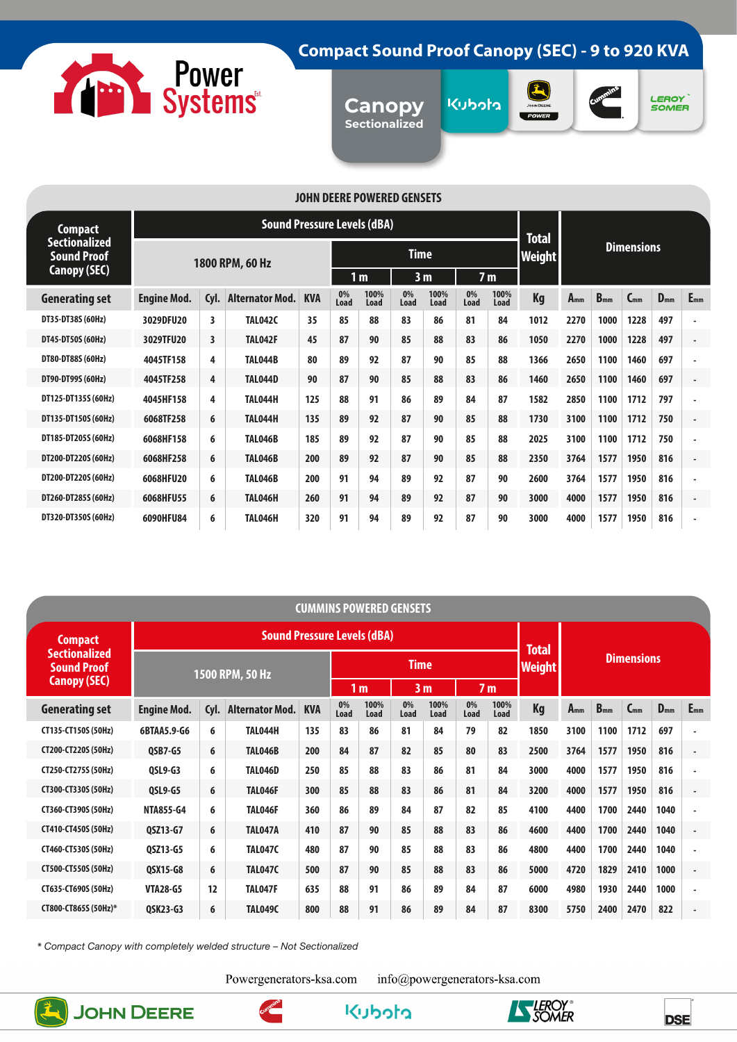# Compact Sound Proof Canopy (SEC) - 9 to 920 KVA

Power Systems

Canopy Sectionalized

## JOHN DEERE POWERED GENSETS

| Compact Sectionalized Sound Proof Canopy (SEC) | Sound Pressure Levels (dBA) | | | | | | | | | | Total Weight | Dimensions | | | | |
|---|---|---|---|---|---|---|---|---|---|---|---|---|---|---|---|---|
| | 1800 RPM, 60 Hz | | | | Time | | | | | | | | | | | |
| | | | | | 1 m | | 3 m | | 7 m | | | | | | | |
| Generating set | Engine Mod. | Cyl. | Alternator Mod. | KVA | 0% Load | 100% Load | 0% Load | 100% Load | 0% Load | 100% Load | Kg | A mm | B mm | C mm | D mm | E mm |
| DT35-DT38S (60Hz) | 3029DFU20 | 3 | TAL042C | 35 | 85 | 88 | 83 | 86 | 81 | 84 | 1012 | 2270 | 1000 | 1228 | 497 | - |
| DT45-DT50S (60Hz) | 3029TFU20 | 3 | TAL042F | 45 | 87 | 90 | 85 | 88 | 83 | 86 | 1050 | 2270 | 1000 | 1228 | 497 | - |
| DT80-DT88S (60Hz) | 4045TF158 | 4 | TAL044B | 80 | 89 | 92 | 87 | 90 | 85 | 88 | 1366 | 2650 | 1100 | 1460 | 697 | - |
| DT90-DT99S (60Hz) | 4045TF258 | 4 | TAL044D | 90 | 87 | 90 | 85 | 88 | 83 | 86 | 1460 | 2650 | 1100 | 1460 | 697 | - |
| DT125-DT135S (60Hz) | 4045HF158 | 4 | TAL044H | 125 | 88 | 91 | 86 | 89 | 84 | 87 | 1582 | 2850 | 1100 | 1712 | 797 | - |
| DT135-DT150S (60Hz) | 6068TF258 | 6 | TAL044H | 135 | 89 | 92 | 87 | 90 | 85 | 88 | 1730 | 3100 | 1100 | 1712 | 750 | - |
| DT185-DT205S (60Hz) | 6068HF158 | 6 | TAL046B | 185 | 89 | 92 | 87 | 90 | 85 | 88 | 2025 | 3100 | 1100 | 1712 | 750 | - |
| DT200-DT220S (60Hz) | 6068HF258 | 6 | TAL046B | 200 | 89 | 92 | 87 | 90 | 85 | 88 | 2350 | 3764 | 1577 | 1950 | 816 | - |
| DT200-DT220S (60Hz) | 6068HFU20 | 6 | TAL046B | 200 | 91 | 94 | 89 | 92 | 87 | 90 | 2600 | 3764 | 1577 | 1950 | 816 | - |
| DT260-DT285S (60Hz) | 6068HFU55 | 6 | TAL046H | 260 | 91 | 94 | 89 | 92 | 87 | 90 | 3000 | 4000 | 1577 | 1950 | 816 | - |
| DT320-DT350S (60Hz) | 6090HFU84 | 6 | TAL046H | 320 | 91 | 94 | 89 | 92 | 87 | 90 | 3000 | 4000 | 1577 | 1950 | 816 | - |

## CUMMINS POWERED GENSETS

| Compact Sectionalized Sound Proof Canopy (SEC) | Sound Pressure Levels (dBA) | | | | | | | | | | Total Weight | Dimensions | | | | |
|---|---|---|---|---|---|---|---|---|---|---|---|---|---|---|---|---|
| | 1500 RPM, 50 Hz | | | | Time | | | | | | | | | | | |
| | | | | | 1 m | | 3 m | | 7 m | | | | | | | |
| Generating set | Engine Mod. | Cyl. | Alternator Mod. | KVA | 0% Load | 100% Load | 0% Load | 100% Load | 0% Load | 100% Load | Kg | A mm | B mm | C mm | D mm | E mm |
| CT135-CT150S (50Hz) | 6BTAA5.9-G6 | 6 | TAL044H | 135 | 83 | 86 | 81 | 84 | 79 | 82 | 1850 | 3100 | 1100 | 1712 | 697 | - |
| CT200-CT220S (50Hz) | QSB7-G5 | 6 | TAL046B | 200 | 84 | 87 | 82 | 85 | 80 | 83 | 2500 | 3764 | 1577 | 1950 | 816 | - |
| CT250-CT275S (50Hz) | QSL9-G3 | 6 | TAL046D | 250 | 85 | 88 | 83 | 86 | 81 | 84 | 3000 | 4000 | 1577 | 1950 | 816 | - |
| CT300-CT330S (50Hz) | QSL9-G5 | 6 | TAL046F | 300 | 85 | 88 | 83 | 86 | 81 | 84 | 3200 | 4000 | 1577 | 1950 | 816 | - |
| CT360-CT390S (50Hz) | NTA855-G4 | 6 | TAL046F | 360 | 86 | 89 | 84 | 87 | 82 | 85 | 4100 | 4400 | 1700 | 2440 | 1040 | - |
| CT410-CT450S (50Hz) | QSZ13-G7 | 6 | TAL047A | 410 | 87 | 90 | 85 | 88 | 83 | 86 | 4600 | 4400 | 1700 | 2440 | 1040 | - |
| CT460-CT530S (50Hz) | QSZ13-G5 | 6 | TAL047C | 480 | 87 | 90 | 85 | 88 | 83 | 86 | 4800 | 4400 | 1700 | 2440 | 1040 | - |
| CT500-CT550S (50Hz) | QSX15-G8 | 6 | TAL047C | 500 | 87 | 90 | 85 | 88 | 83 | 86 | 5000 | 4720 | 1829 | 2410 | 1000 | - |
| CT635-CT690S (50Hz) | VTA28-G5 | 12 | TAL047F | 635 | 88 | 91 | 86 | 89 | 84 | 87 | 6000 | 4980 | 1930 | 2440 | 1000 | - |
| CT800-CT865S (50Hz)* | QSK23-G3 | 6 | TAL049C | 800 | 88 | 91 | 86 | 89 | 84 | 87 | 8300 | 5750 | 2400 | 2470 | 822 | - |

*\* Compact Canopy with completely welded structure – Not Sectionalized*

Powergenerators-ksa.com info@powergenerators-ksa.com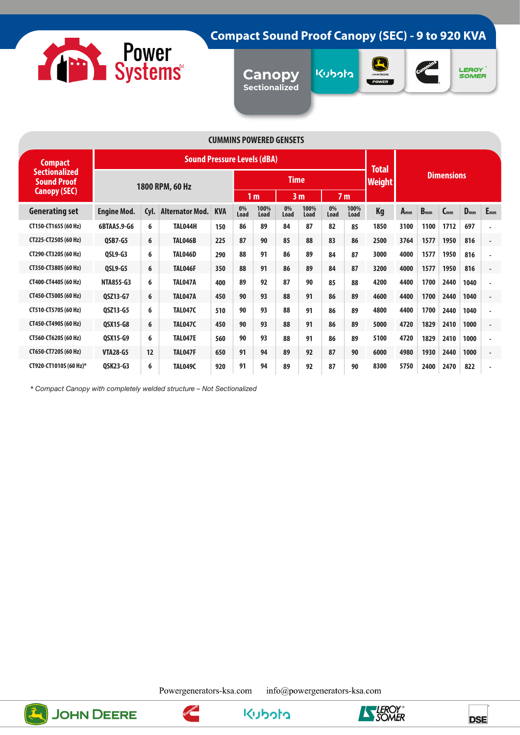# Compact Sound Proof Canopy (SEC) - 9 to 920 KVA

Power Systems

Canopy Sectionalized

## CUMMINS POWERED GENSETS

| Compact Sectionalized Sound Proof Canopy (SEC) | Sound Pressure Levels (dBA) | | | | | | | | | | Total Weight | Dimensions | | | | |
|---|---|---|---|---|---|---|---|---|---|---|---|---|---|---|---|---|
| | 1800 RPM, 60 Hz | | | | Time | | | | | | | | | | | |
| | | | | | 1 m | | 3 m | | 7 m | | | | | | | |
| Generating set | Engine Mod. | Cyl. | Alternator Mod. | KVA | 0% Load | 100% Load | 0% Load | 100% Load | 0% Load | 100% Load | Kg | A mm | B mm | C mm | D mm | E mm |
| CT150-CT165S (60 Hz) | 6BTAA5.9-G6 | 6 | TAL044H | 150 | 86 | 89 | 84 | 87 | 82 | 85 | 1850 | 3100 | 1100 | 1712 | 697 | - |
| CT225-CT250S (60 Hz) | QSB7-G5 | 6 | TAL046B | 225 | 87 | 90 | 85 | 88 | 83 | 86 | 2500 | 3764 | 1577 | 1950 | 816 | - |
| CT290-CT320S (60 Hz) | QSL9-G3 | 6 | TAL046D | 290 | 88 | 91 | 86 | 89 | 84 | 87 | 3000 | 4000 | 1577 | 1950 | 816 | - |
| CT350-CT380S (60 Hz) | QSL9-G5 | 6 | TAL046F | 350 | 88 | 91 | 86 | 89 | 84 | 87 | 3200 | 4000 | 1577 | 1950 | 816 | - |
| CT400-CT440S (60 Hz) | NTA855-G3 | 6 | TAL047A | 400 | 89 | 92 | 87 | 90 | 85 | 88 | 4200 | 4400 | 1700 | 2440 | 1040 | - |
| CT450-CT500S (60 Hz) | QSZ13-G7 | 6 | TAL047A | 450 | 90 | 93 | 88 | 91 | 86 | 89 | 4600 | 4400 | 1700 | 2440 | 1040 | - |
| CT510-CT570S (60 Hz) | QSZ13-G5 | 6 | TAL047C | 510 | 90 | 93 | 88 | 91 | 86 | 89 | 4800 | 4400 | 1700 | 2440 | 1040 | - |
| CT450-CT490S (60 Hz) | QSX15-G8 | 6 | TAL047C | 450 | 90 | 93 | 88 | 91 | 86 | 89 | 5000 | 4720 | 1829 | 2410 | 1000 | - |
| CT560-CT620S (60 Hz) | QSX15-G9 | 6 | TAL047E | 560 | 90 | 93 | 88 | 91 | 86 | 89 | 5100 | 4720 | 1829 | 2410 | 1000 | - |
| CT650-CT720S (60 Hz) | VTA28-G5 | 12 | TAL047F | 650 | 91 | 94 | 89 | 92 | 87 | 90 | 6000 | 4980 | 1930 | 2440 | 1000 | - |
| CT920-CT1010S (60 Hz)* | QSK23-G3 | 6 | TAL049C | 920 | 91 | 94 | 89 | 92 | 87 | 90 | 8300 | 5750 | 2400 | 2470 | 822 | - |

*\* Compact Canopy with completely welded structure – Not Sectionalized*

Powergenerators-ksa.com info@powergenerators-ksa.com